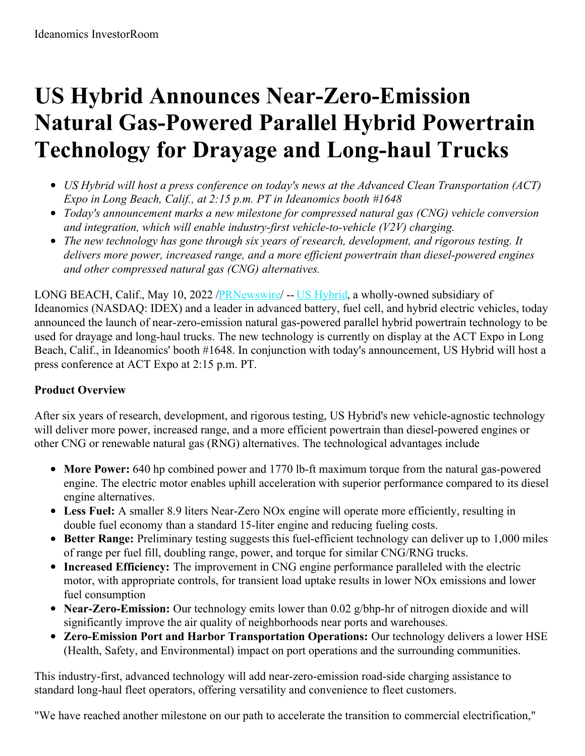Ideanomics InvestorRoom

# US Hybrid Announces Near-Zero-Emission Natural Gas-Powered Parallel Hybrid Powertrain Technology for Drayage and Long-haul Trucks

- *US Hybrid will host a press conference on today's news at the Advanced Clean Transportation (ACT) Expo in Long Beach, Calif., at 2:15 p.m. PT in Ideanomics booth #1648*
- *Today's announcement marks a new milestone for compressed natural gas (CNG) vehicle conversion and integration, which will enable industry-first vehicle-to-vehicle (V2V) charging.*
- *The new technology has gone through six years of research, development, and rigorous testing. It delivers more power, increased range, and a more efficient powertrain than diesel-powered engines and other compressed natural gas (CNG) alternatives.*

LONG BEACH, Calif., May 10, 2022 /PRNewswire/ -- US Hybrid, a wholly-owned subsidiary of Ideanomics (NASDAQ: IDEX) and a leader in advanced battery, fuel cell, and hybrid electric vehicles, today announced the launch of near-zero-emission natural gas-powered parallel hybrid powertrain technology to be used for drayage and long-haul trucks. The new technology is currently on display at the ACT Expo in Long Beach, Calif., in Ideanomics' booth #1648. In conjunction with today's announcement, US Hybrid will host a press conference at ACT Expo at 2:15 p.m. PT.

**Product Overview**

After six years of research, development, and rigorous testing, US Hybrid's new vehicle-agnostic technology will deliver more power, increased range, and a more efficient powertrain than diesel-powered engines or other CNG or renewable natural gas (RNG) alternatives. The technological advantages include

- **More Power:** 640 hp combined power and 1770 lb-ft maximum torque from the natural gas-powered engine. The electric motor enables uphill acceleration with superior performance compared to its diesel engine alternatives.
- **Less Fuel:** A smaller 8.9 liters Near-Zero NOx engine will operate more efficiently, resulting in double fuel economy than a standard 15-liter engine and reducing fueling costs.
- **Better Range:** Preliminary testing suggests this fuel-efficient technology can deliver up to 1,000 miles of range per fuel fill, doubling range, power, and torque for similar CNG/RNG trucks.
- **Increased Efficiency:** The improvement in CNG engine performance paralleled with the electric motor, with appropriate controls, for transient load uptake results in lower NOx emissions and lower fuel consumption
- **Near-Zero-Emission:** Our technology emits lower than 0.02 g/bhp-hr of nitrogen dioxide and will significantly improve the air quality of neighborhoods near ports and warehouses.
- **Zero-Emission Port and Harbor Transportation Operations:** Our technology delivers a lower HSE (Health, Safety, and Environmental) impact on port operations and the surrounding communities.

This industry-first, advanced technology will add near-zero-emission road-side charging assistance to standard long-haul fleet operators, offering versatility and convenience to fleet customers.

"We have reached another milestone on our path to accelerate the transition to commercial electrification,"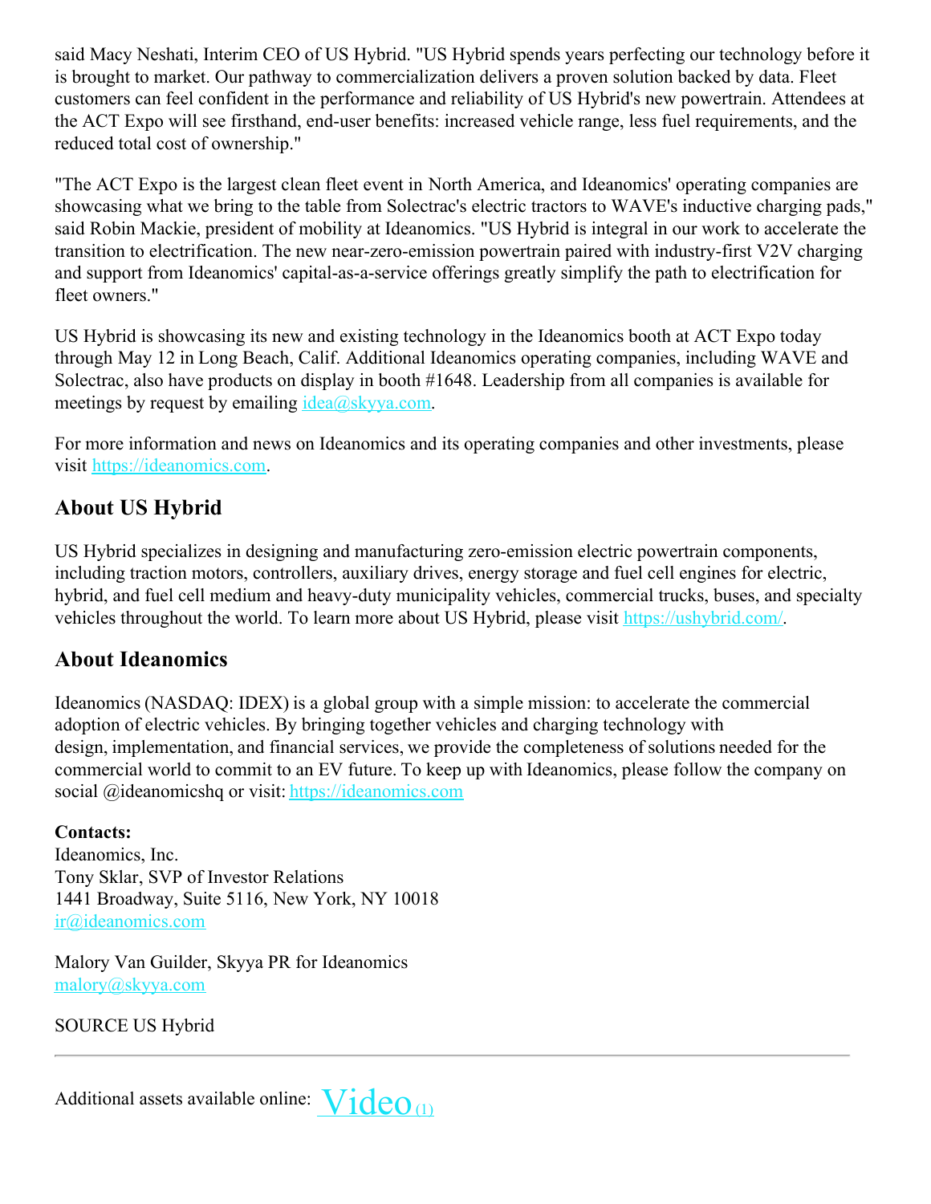said Macy Neshati, Interim CEO of US Hybrid. "US Hybrid spends years perfecting our technology before it is brought to market. Our pathway to commercialization delivers a proven solution backed by data. Fleet customers can feel confident in the performance and reliability of US Hybrid's new powertrain. Attendees at the ACT Expo will see firsthand, end-user benefits: increased vehicle range, less fuel requirements, and the reduced total cost of ownership."

"The ACT Expo is the largest clean fleet event in North America, and Ideanomics' operating companies are showcasing what we bring to the table from Solectrac's electric tractors to WAVE's inductive charging pads," said Robin Mackie, president of mobility at Ideanomics. "US Hybrid is integral in our work to accelerate the transition to electrification. The new near-zero-emission powertrain paired with industry-first V2V charging and support from Ideanomics' capital-as-a-service offerings greatly simplify the path to electrification for fleet owners."

US Hybrid is showcasing its new and existing technology in the Ideanomics booth at ACT Expo today through May 12 in Long Beach, Calif. Additional Ideanomics operating companies, including WAVE and Solectrac, also have products on display in booth #1648. Leadership from all companies is available for meetings by request by emailing idea@skyya.com.

For more information and news on Ideanomics and its operating companies and other investments, please visit https://ideanomics.com.

## About US Hybrid

US Hybrid specializes in designing and manufacturing zero-emission electric powertrain components, including traction motors, controllers, auxiliary drives, energy storage and fuel cell engines for electric, hybrid, and fuel cell medium and heavy-duty municipality vehicles, commercial trucks, buses, and specialty vehicles throughout the world. To learn more about US Hybrid, please visit https://ushybrid.com/.

## About Ideanomics

Ideanomics (NASDAQ: IDEX) is a global group with a simple mission: to accelerate the commercial adoption of electric vehicles. By bringing together vehicles and charging technology with design, implementation, and financial services, we provide the completeness of solutions needed for the commercial world to commit to an EV future. To keep up with Ideanomics, please follow the company on social @ideanomicshq or visit: https://ideanomics.com

**Contacts:**
Ideanomics, Inc.
Tony Sklar, SVP of Investor Relations
1441 Broadway, Suite 5116, New York, NY 10018
ir@ideanomics.com

Malory Van Guilder, Skyya PR for Ideanomics
malory@skyya.com

SOURCE US Hybrid

---

Additional assets available online: Video (1)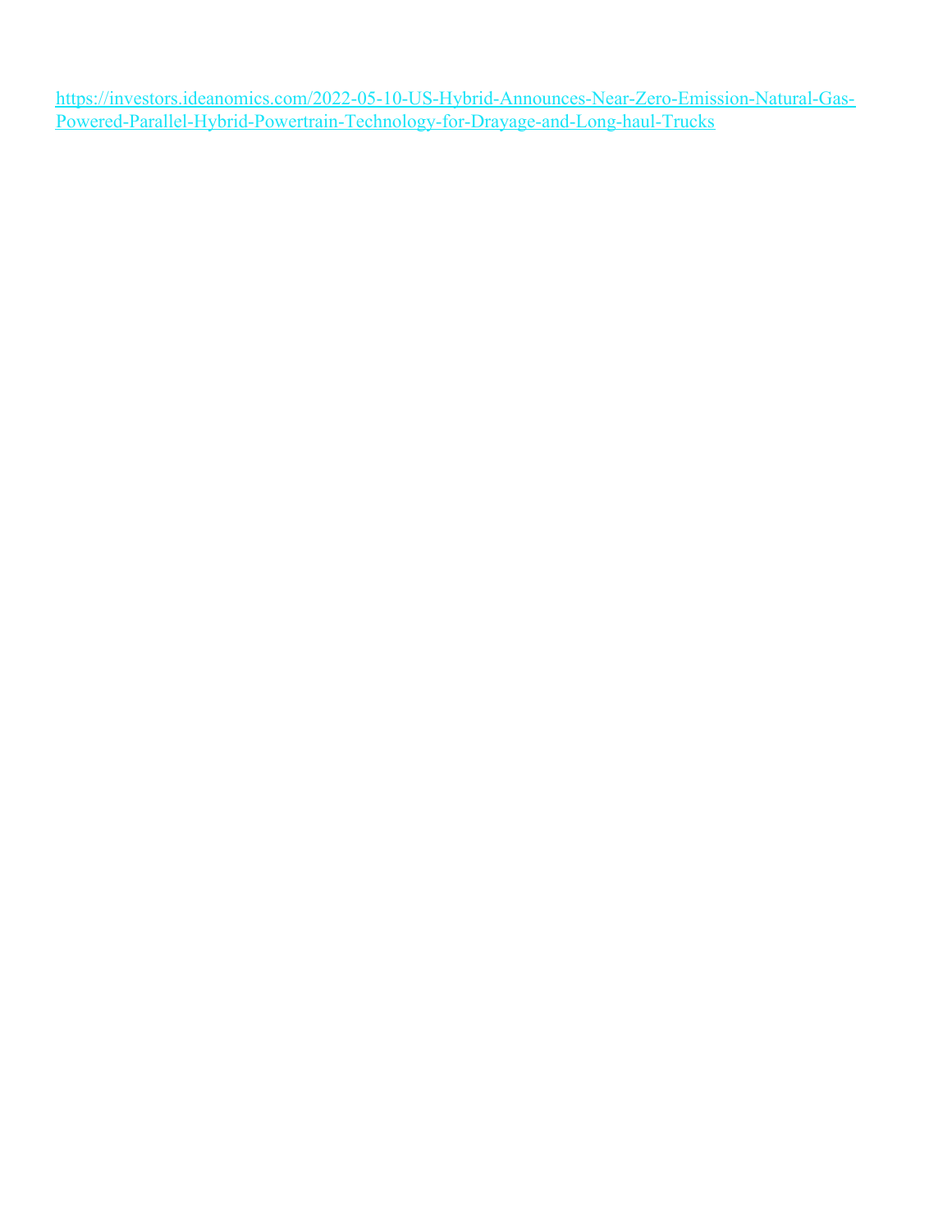https://investors.ideanomics.com/2022-05-10-US-Hybrid-Announces-Near-Zero-Emission-Natural-Gas-Powered-Parallel-Hybrid-Powertrain-Technology-for-Drayage-and-Long-haul-Trucks